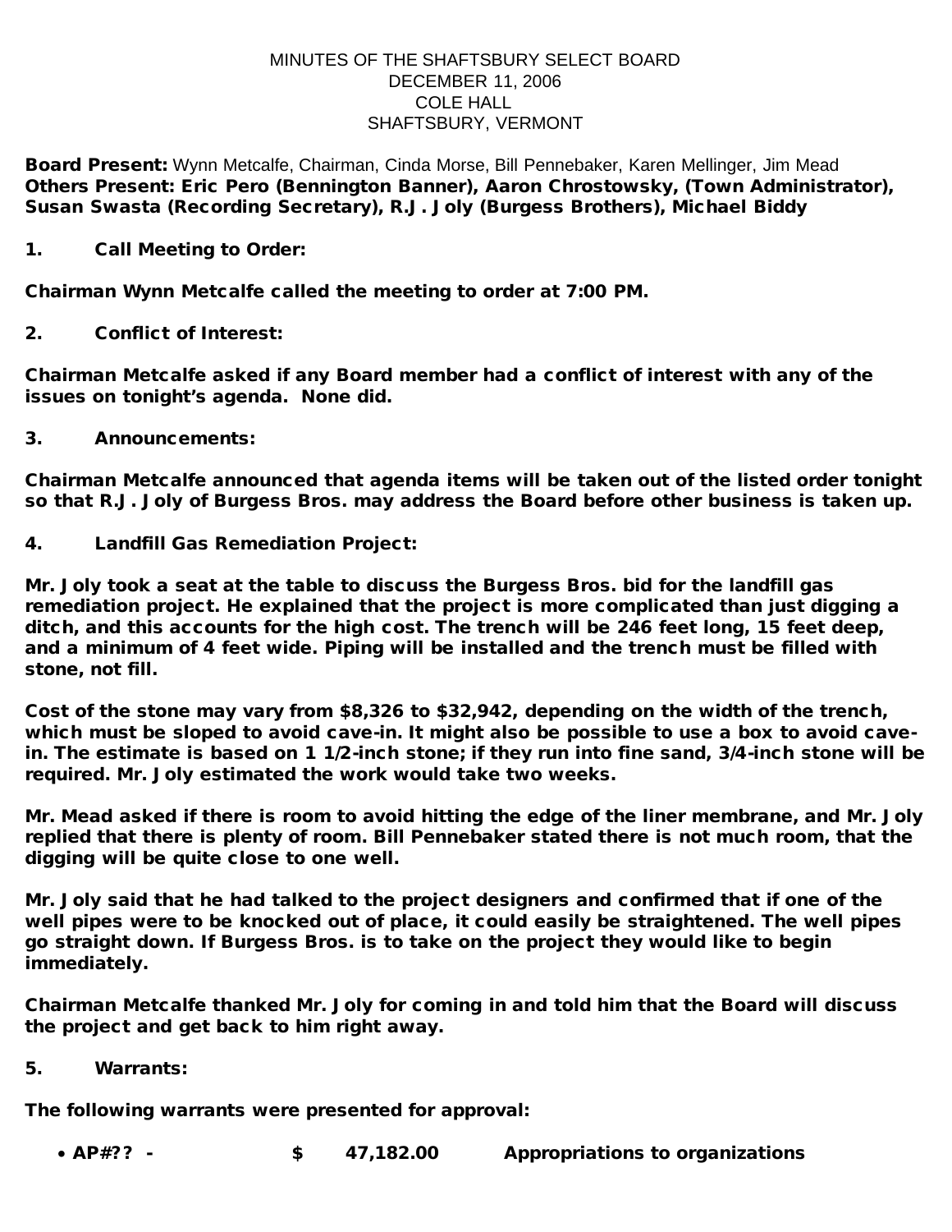MINUTES OF THE SHAFTSBURY SELECT BOARD
DECEMBER 11, 2006
COLE HALL
SHAFTSBURY, VERMONT

**Board Present:** Wynn Metcalfe, Chairman, Cinda Morse, Bill Pennebaker, Karen Mellinger, Jim Mead
**Others Present: Eric Pero (Bennington Banner), Aaron Chrostowsky, (Town Administrator), Susan Swasta (Recording Secretary), R.J. Joly (Burgess Brothers), Michael Biddy**

**1. Call Meeting to Order:**

**Chairman Wynn Metcalfe called the meeting to order at 7:00 PM.**

**2. Conflict of Interest:**

**Chairman Metcalfe asked if any Board member had a conflict of interest with any of the issues on tonight's agenda. None did.**

**3. Announcements:**

**Chairman Metcalfe announced that agenda items will be taken out of the listed order tonight so that R.J. Joly of Burgess Bros. may address the Board before other business is taken up.**

**4. Landfill Gas Remediation Project:**

**Mr. Joly took a seat at the table to discuss the Burgess Bros. bid for the landfill gas remediation project. He explained that the project is more complicated than just digging a ditch, and this accounts for the high cost. The trench will be 246 feet long, 15 feet deep, and a minimum of 4 feet wide. Piping will be installed and the trench must be filled with stone, not fill.**

**Cost of the stone may vary from $8,326 to $32,942, depending on the width of the trench, which must be sloped to avoid cave-in. It might also be possible to use a box to avoid cave-in. The estimate is based on 1 1/2-inch stone; if they run into fine sand, 3/4-inch stone will be required. Mr. Joly estimated the work would take two weeks.**

**Mr. Mead asked if there is room to avoid hitting the edge of the liner membrane, and Mr. Joly replied that there is plenty of room. Bill Pennebaker stated there is not much room, that the digging will be quite close to one well.**

**Mr. Joly said that he had talked to the project designers and confirmed that if one of the well pipes were to be knocked out of place, it could easily be straightened. The well pipes go straight down. If Burgess Bros. is to take on the project they would like to begin immediately.**

**Chairman Metcalfe thanked Mr. Joly for coming in and told him that the Board will discuss the project and get back to him right away.**

**5. Warrants:**

**The following warrants were presented for approval:**

- **AP#?? - $ 47,182.00 Appropriations to organizations**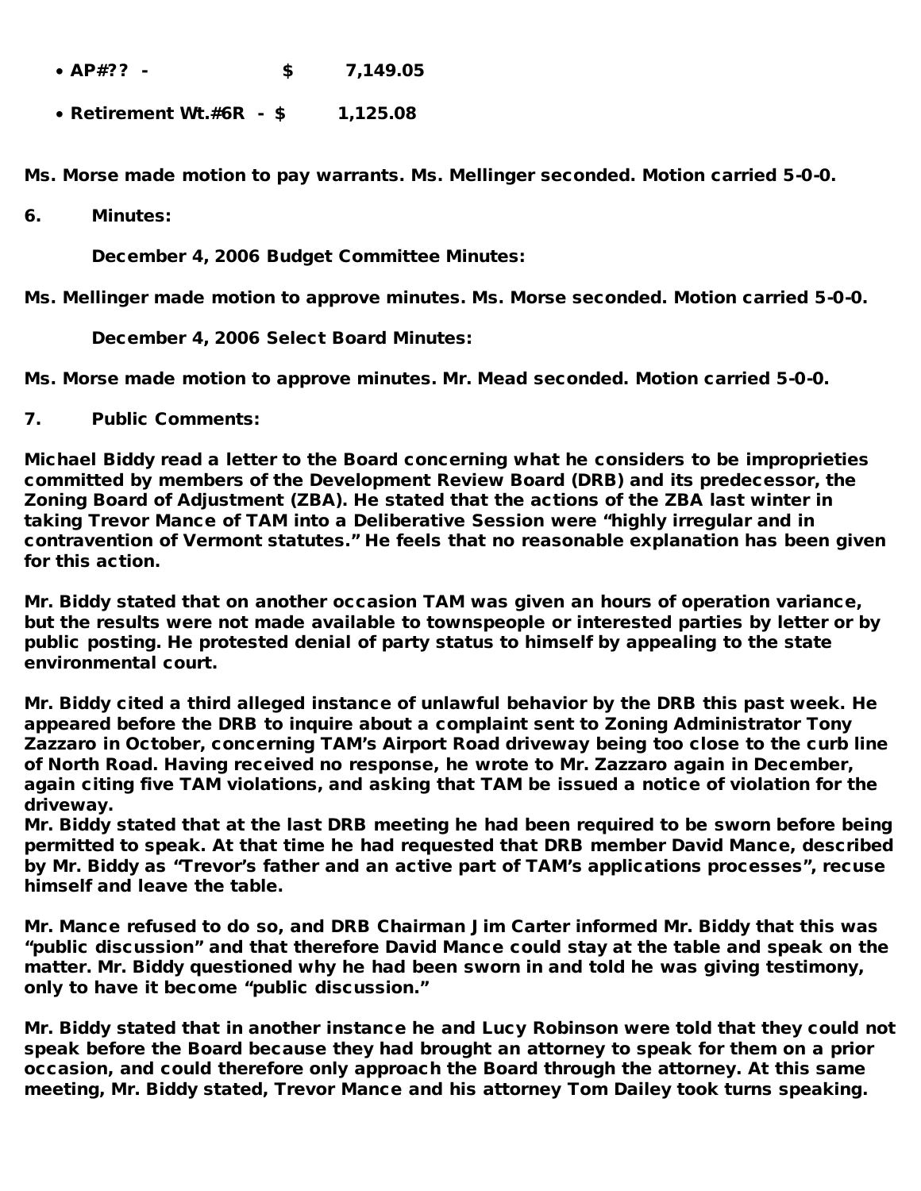- **AP#?? - $ 7,149.05**
- **Retirement Wt.#6R - $ 1,125.08**

**Ms. Morse made motion to pay warrants. Ms. Mellinger seconded. Motion carried 5-0-0.**

**6. Minutes:**

**December 4, 2006 Budget Committee Minutes:**

**Ms. Mellinger made motion to approve minutes. Ms. Morse seconded. Motion carried 5-0-0.**

**December 4, 2006 Select Board Minutes:**

**Ms. Morse made motion to approve minutes. Mr. Mead seconded. Motion carried 5-0-0.**

**7. Public Comments:**

**Michael Biddy read a letter to the Board concerning what he considers to be improprieties committed by members of the Development Review Board (DRB) and its predecessor, the Zoning Board of Adjustment (ZBA). He stated that the actions of the ZBA last winter in taking Trevor Mance of TAM into a Deliberative Session were "highly irregular and in contravention of Vermont statutes." He feels that no reasonable explanation has been given for this action.**

**Mr. Biddy stated that on another occasion TAM was given an hours of operation variance, but the results were not made available to townspeople or interested parties by letter or by public posting. He protested denial of party status to himself by appealing to the state environmental court.**

**Mr. Biddy cited a third alleged instance of unlawful behavior by the DRB this past week. He appeared before the DRB to inquire about a complaint sent to Zoning Administrator Tony Zazzaro in October, concerning TAM's Airport Road driveway being too close to the curb line of North Road. Having received no response, he wrote to Mr. Zazzaro again in December, again citing five TAM violations, and asking that TAM be issued a notice of violation for the driveway.**

**Mr. Biddy stated that at the last DRB meeting he had been required to be sworn before being permitted to speak. At that time he had requested that DRB member David Mance, described by Mr. Biddy as "Trevor's father and an active part of TAM's applications processes", recuse himself and leave the table.**

**Mr. Mance refused to do so, and DRB Chairman Jim Carter informed Mr. Biddy that this was "public discussion" and that therefore David Mance could stay at the table and speak on the matter. Mr. Biddy questioned why he had been sworn in and told he was giving testimony, only to have it become "public discussion."**

**Mr. Biddy stated that in another instance he and Lucy Robinson were told that they could not speak before the Board because they had brought an attorney to speak for them on a prior occasion, and could therefore only approach the Board through the attorney. At this same meeting, Mr. Biddy stated, Trevor Mance and his attorney Tom Dailey took turns speaking.**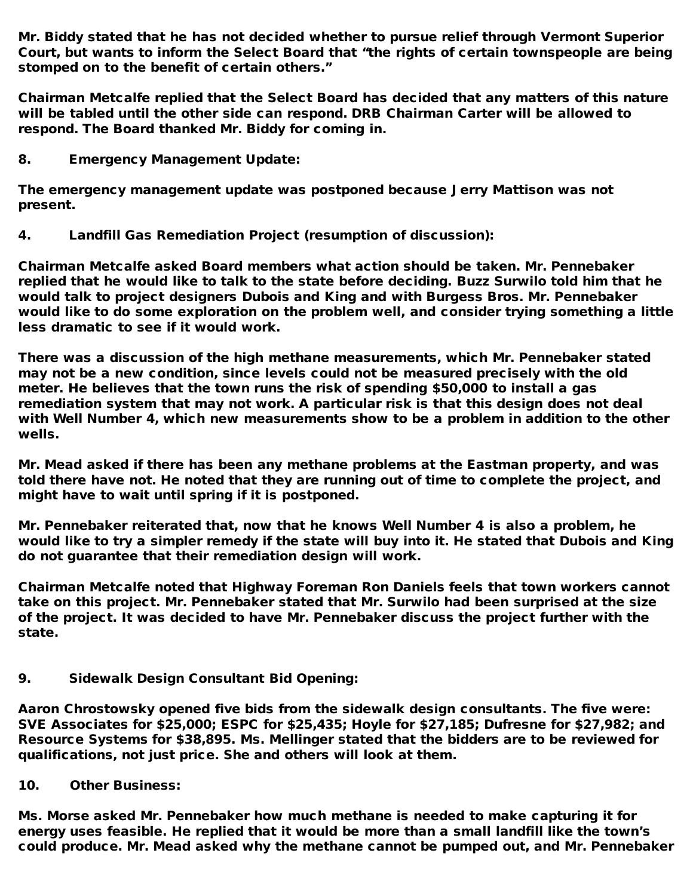Mr. Biddy stated that he has not decided whether to pursue relief through Vermont Superior Court, but wants to inform the Select Board that "the rights of certain townspeople are being stomped on to the benefit of certain others."

Chairman Metcalfe replied that the Select Board has decided that any matters of this nature will be tabled until the other side can respond. DRB Chairman Carter will be allowed to respond. The Board thanked Mr. Biddy for coming in.

**8. Emergency Management Update:**

The emergency management update was postponed because Jerry Mattison was not present.

**4. Landfill Gas Remediation Project (resumption of discussion):**

Chairman Metcalfe asked Board members what action should be taken. Mr. Pennebaker replied that he would like to talk to the state before deciding. Buzz Surwilo told him that he would talk to project designers Dubois and King and with Burgess Bros. Mr. Pennebaker would like to do some exploration on the problem well, and consider trying something a little less dramatic to see if it would work.

There was a discussion of the high methane measurements, which Mr. Pennebaker stated may not be a new condition, since levels could not be measured precisely with the old meter. He believes that the town runs the risk of spending $50,000 to install a gas remediation system that may not work. A particular risk is that this design does not deal with Well Number 4, which new measurements show to be a problem in addition to the other wells.

Mr. Mead asked if there has been any methane problems at the Eastman property, and was told there have not. He noted that they are running out of time to complete the project, and might have to wait until spring if it is postponed.

Mr. Pennebaker reiterated that, now that he knows Well Number 4 is also a problem, he would like to try a simpler remedy if the state will buy into it. He stated that Dubois and King do not guarantee that their remediation design will work.

Chairman Metcalfe noted that Highway Foreman Ron Daniels feels that town workers cannot take on this project. Mr. Pennebaker stated that Mr. Surwilo had been surprised at the size of the project. It was decided to have Mr. Pennebaker discuss the project further with the state.

**9. Sidewalk Design Consultant Bid Opening:**

Aaron Chrostowsky opened five bids from the sidewalk design consultants. The five were: SVE Associates for $25,000; ESPC for $25,435; Hoyle for $27,185; Dufresne for $27,982; and Resource Systems for $38,895. Ms. Mellinger stated that the bidders are to be reviewed for qualifications, not just price. She and others will look at them.

**10. Other Business:**

Ms. Morse asked Mr. Pennebaker how much methane is needed to make capturing it for energy uses feasible. He replied that it would be more than a small landfill like the town's could produce. Mr. Mead asked why the methane cannot be pumped out, and Mr. Pennebaker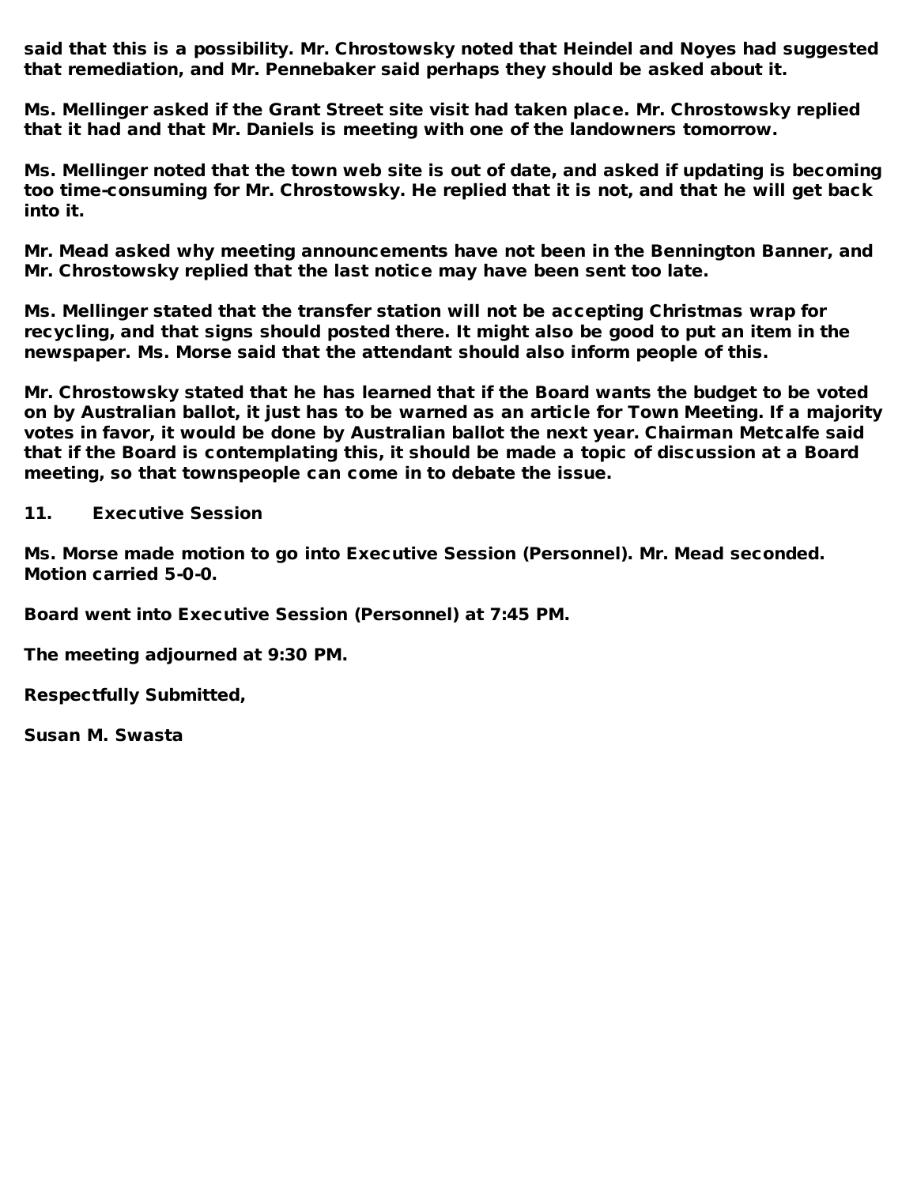said that this is a possibility. Mr. Chrostowsky noted that Heindel and Noyes had suggested that remediation, and Mr. Pennebaker said perhaps they should be asked about it.

Ms. Mellinger asked if the Grant Street site visit had taken place. Mr. Chrostowsky replied that it had and that Mr. Daniels is meeting with one of the landowners tomorrow.

Ms. Mellinger noted that the town web site is out of date, and asked if updating is becoming too time-consuming for Mr. Chrostowsky. He replied that it is not, and that he will get back into it.

Mr. Mead asked why meeting announcements have not been in the Bennington Banner, and Mr. Chrostowsky replied that the last notice may have been sent too late.

Ms. Mellinger stated that the transfer station will not be accepting Christmas wrap for recycling, and that signs should posted there. It might also be good to put an item in the newspaper. Ms. Morse said that the attendant should also inform people of this.

Mr. Chrostowsky stated that he has learned that if the Board wants the budget to be voted on by Australian ballot, it just has to be warned as an article for Town Meeting. If a majority votes in favor, it would be done by Australian ballot the next year. Chairman Metcalfe said that if the Board is contemplating this, it should be made a topic of discussion at a Board meeting, so that townspeople can come in to debate the issue.

## 11. Executive Session

Ms. Morse made motion to go into Executive Session (Personnel). Mr. Mead seconded. Motion carried 5-0-0.

Board went into Executive Session (Personnel) at 7:45 PM.

The meeting adjourned at 9:30 PM.

Respectfully Submitted,

Susan M. Swasta